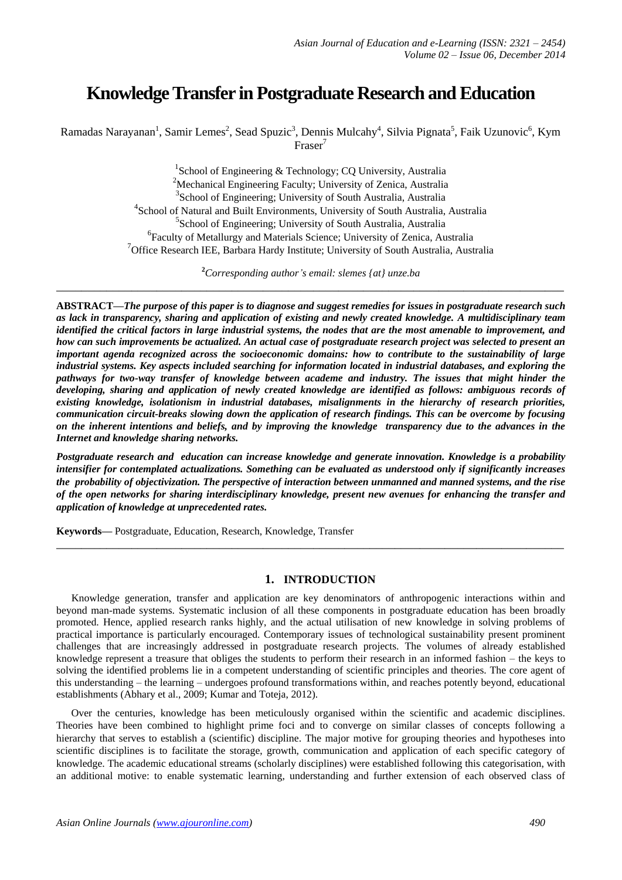# Knowledge Transfer in Postgraduate Research and Education

Ramadas Narayanan[1], Samir Lemes[2], Sead Spuzic[3], Dennis Mulcahy[4], Silvia Pignata[5], Faik Uzunovic[6], Kym Fraser[7]

[1]School of Engineering & Technology; CQ University, Australia
[2]Mechanical Engineering Faculty; University of Zenica, Australia
[3]School of Engineering; University of South Australia, Australia
[4]School of Natural and Built Environments, University of South Australia, Australia
[5]School of Engineering; University of South Australia, Australia
[6]Faculty of Metallurgy and Materials Science; University of Zenica, Australia
[7]Office Research IEE, Barbara Hardy Institute; University of South Australia, Australia

[2]*Corresponding author's email: slemes {at} unze.ba*

---

**ABSTRACT—*The purpose of this paper is to diagnose and suggest remedies for issues in postgraduate research such as lack in transparency, sharing and application of existing and newly created knowledge. A multidisciplinary team identified the critical factors in large industrial systems, the nodes that are the most amenable to improvement, and how can such improvements be actualized. An actual case of postgraduate research project was selected to present an important agenda recognized across the socioeconomic domains: how to contribute to the sustainability of large industrial systems. Key aspects included searching for information located in industrial databases, and exploring the pathways for two-way transfer of knowledge between academe and industry. The issues that might hinder the developing, sharing and application of newly created knowledge are identified as follows: ambiguous records of existing knowledge, isolationism in industrial databases, misalignments in the hierarchy of research priorities, communication circuit-breaks slowing down the application of research findings. This can be overcome by focusing on the inherent intentions and beliefs, and by improving the knowledge transparency due to the advances in the Internet and knowledge sharing networks.***

***Postgraduate research and education can increase knowledge and generate innovation. Knowledge is a probability intensifier for contemplated actualizations. Something can be evaluated as understood only if significantly increases the probability of objectivization. The perspective of interaction between unmanned and manned systems, and the rise of the open networks for sharing interdisciplinary knowledge, present new avenues for enhancing the transfer and application of knowledge at unprecedented rates.***

**Keywords—** Postgraduate, Education, Research, Knowledge, Transfer

---

## 1. INTRODUCTION

Knowledge generation, transfer and application are key denominators of anthropogenic interactions within and beyond man-made systems. Systematic inclusion of all these components in postgraduate education has been broadly promoted. Hence, applied research ranks highly, and the actual utilisation of new knowledge in solving problems of practical importance is particularly encouraged. Contemporary issues of technological sustainability present prominent challenges that are increasingly addressed in postgraduate research projects. The volumes of already established knowledge represent a treasure that obliges the students to perform their research in an informed fashion – the keys to solving the identified problems lie in a competent understanding of scientific principles and theories. The core agent of this understanding – the learning – undergoes profound transformations within, and reaches potently beyond, educational establishments (Abhary et al., 2009; Kumar and Toteja, 2012).

Over the centuries, knowledge has been meticulously organised within the scientific and academic disciplines. Theories have been combined to highlight prime foci and to converge on similar classes of concepts following a hierarchy that serves to establish a (scientific) discipline. The major motive for grouping theories and hypotheses into scientific disciplines is to facilitate the storage, growth, communication and application of each specific category of knowledge. The academic educational streams (scholarly disciplines) were established following this categorisation, with an additional motive: to enable systematic learning, understanding and further extension of each observed class of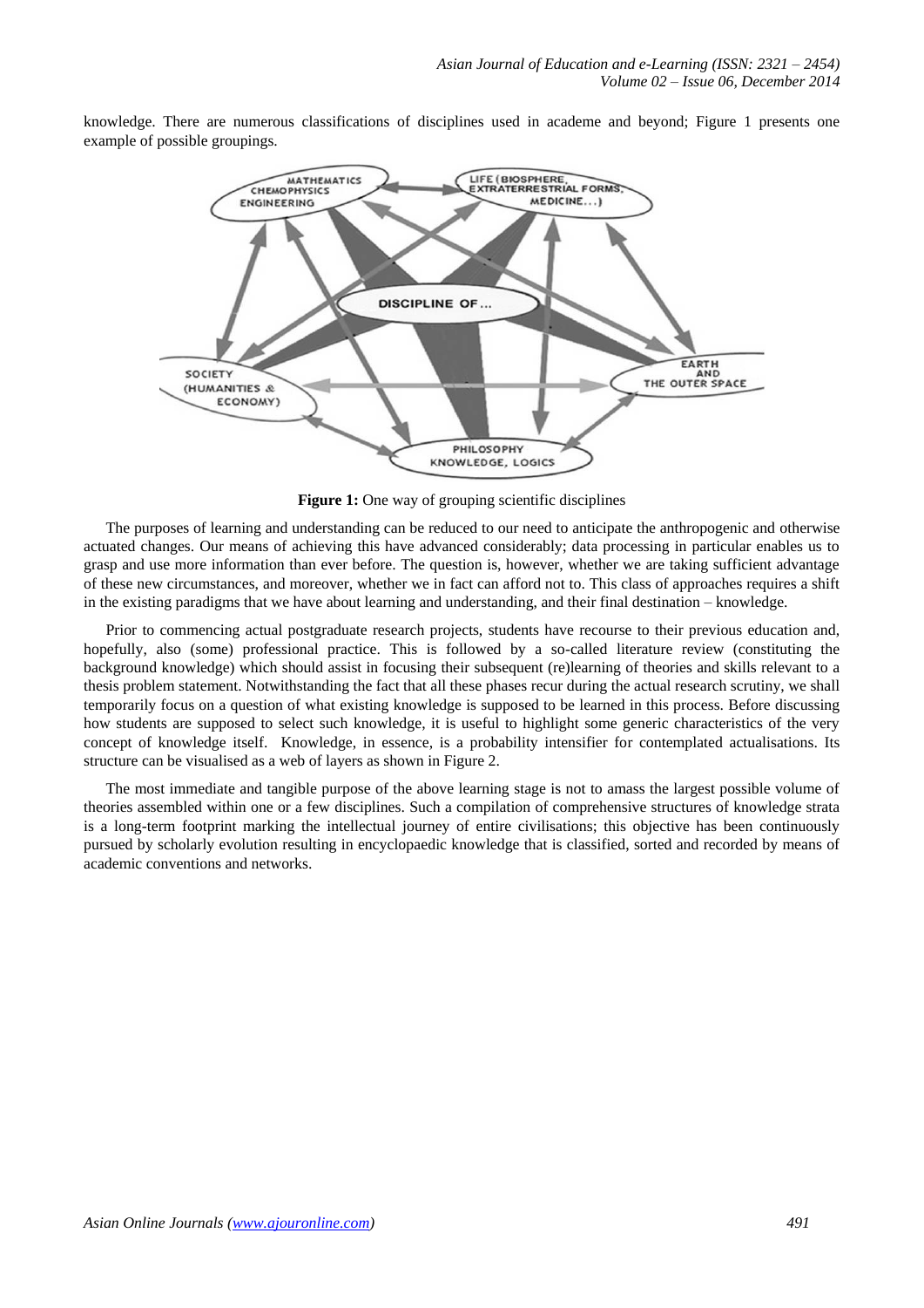knowledge. There are numerous classifications of disciplines used in academe and beyond; Figure 1 presents one example of possible groupings.

**Figure 1:** One way of grouping scientific disciplines

The purposes of learning and understanding can be reduced to our need to anticipate the anthropogenic and otherwise actuated changes. Our means of achieving this have advanced considerably; data processing in particular enables us to grasp and use more information than ever before. The question is, however, whether we are taking sufficient advantage of these new circumstances, and moreover, whether we in fact can afford not to. This class of approaches requires a shift in the existing paradigms that we have about learning and understanding, and their final destination – knowledge.

Prior to commencing actual postgraduate research projects, students have recourse to their previous education and, hopefully, also (some) professional practice. This is followed by a so-called literature review (constituting the background knowledge) which should assist in focusing their subsequent (re)learning of theories and skills relevant to a thesis problem statement. Notwithstanding the fact that all these phases recur during the actual research scrutiny, we shall temporarily focus on a question of what existing knowledge is supposed to be learned in this process. Before discussing how students are supposed to select such knowledge, it is useful to highlight some generic characteristics of the very concept of knowledge itself. Knowledge, in essence, is a probability intensifier for contemplated actualisations. Its structure can be visualised as a web of layers as shown in Figure 2.

The most immediate and tangible purpose of the above learning stage is not to amass the largest possible volume of theories assembled within one or a few disciplines. Such a compilation of comprehensive structures of knowledge strata is a long-term footprint marking the intellectual journey of entire civilisations; this objective has been continuously pursued by scholarly evolution resulting in encyclopaedic knowledge that is classified, sorted and recorded by means of academic conventions and networks.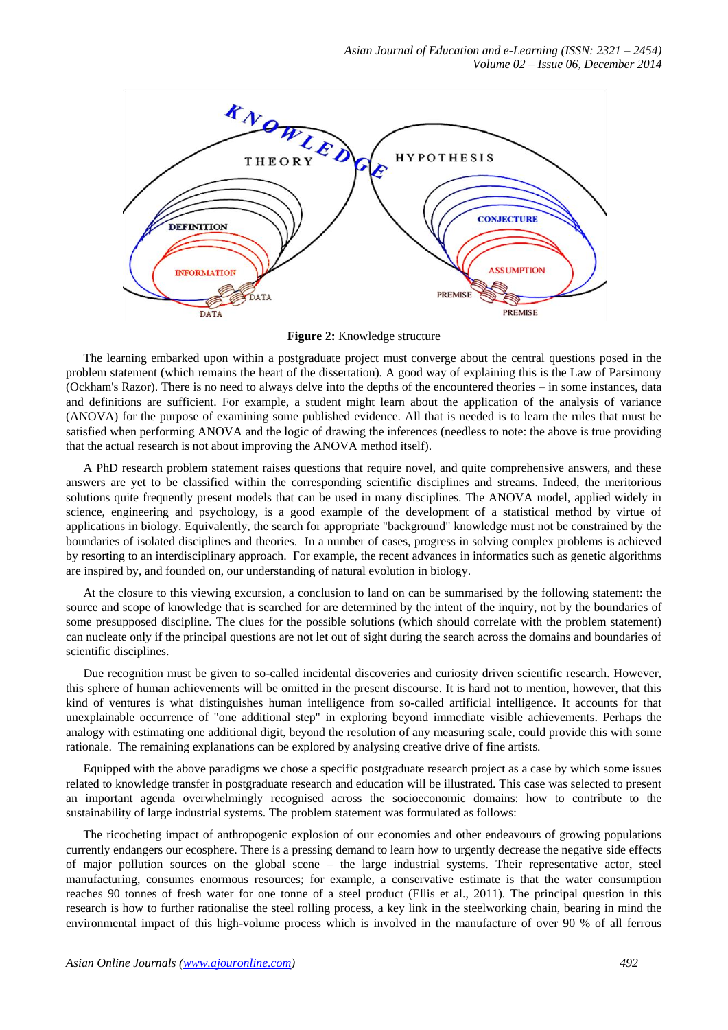**Figure 2:** Knowledge structure

The learning embarked upon within a postgraduate project must converge about the central questions posed in the problem statement (which remains the heart of the dissertation). A good way of explaining this is the Law of Parsimony (Ockham's Razor). There is no need to always delve into the depths of the encountered theories – in some instances, data and definitions are sufficient. For example, a student might learn about the application of the analysis of variance (ANOVA) for the purpose of examining some published evidence. All that is needed is to learn the rules that must be satisfied when performing ANOVA and the logic of drawing the inferences (needless to note: the above is true providing that the actual research is not about improving the ANOVA method itself).

A PhD research problem statement raises questions that require novel, and quite comprehensive answers, and these answers are yet to be classified within the corresponding scientific disciplines and streams. Indeed, the meritorious solutions quite frequently present models that can be used in many disciplines. The ANOVA model, applied widely in science, engineering and psychology, is a good example of the development of a statistical method by virtue of applications in biology. Equivalently, the search for appropriate "background" knowledge must not be constrained by the boundaries of isolated disciplines and theories. In a number of cases, progress in solving complex problems is achieved by resorting to an interdisciplinary approach. For example, the recent advances in informatics such as genetic algorithms are inspired by, and founded on, our understanding of natural evolution in biology.

At the closure to this viewing excursion, a conclusion to land on can be summarised by the following statement: the source and scope of knowledge that is searched for are determined by the intent of the inquiry, not by the boundaries of some presupposed discipline. The clues for the possible solutions (which should correlate with the problem statement) can nucleate only if the principal questions are not let out of sight during the search across the domains and boundaries of scientific disciplines.

Due recognition must be given to so-called incidental discoveries and curiosity driven scientific research. However, this sphere of human achievements will be omitted in the present discourse. It is hard not to mention, however, that this kind of ventures is what distinguishes human intelligence from so-called artificial intelligence. It accounts for that unexplainable occurrence of "one additional step" in exploring beyond immediate visible achievements. Perhaps the analogy with estimating one additional digit, beyond the resolution of any measuring scale, could provide this with some rationale. The remaining explanations can be explored by analysing creative drive of fine artists.

Equipped with the above paradigms we chose a specific postgraduate research project as a case by which some issues related to knowledge transfer in postgraduate research and education will be illustrated. This case was selected to present an important agenda overwhelmingly recognised across the socioeconomic domains: how to contribute to the sustainability of large industrial systems. The problem statement was formulated as follows:

The ricocheting impact of anthropogenic explosion of our economies and other endeavours of growing populations currently endangers our ecosphere. There is a pressing demand to learn how to urgently decrease the negative side effects of major pollution sources on the global scene – the large industrial systems. Their representative actor, steel manufacturing, consumes enormous resources; for example, a conservative estimate is that the water consumption reaches 90 tonnes of fresh water for one tonne of a steel product (Ellis et al., 2011). The principal question in this research is how to further rationalise the steel rolling process, a key link in the steelworking chain, bearing in mind the environmental impact of this high-volume process which is involved in the manufacture of over 90 % of all ferrous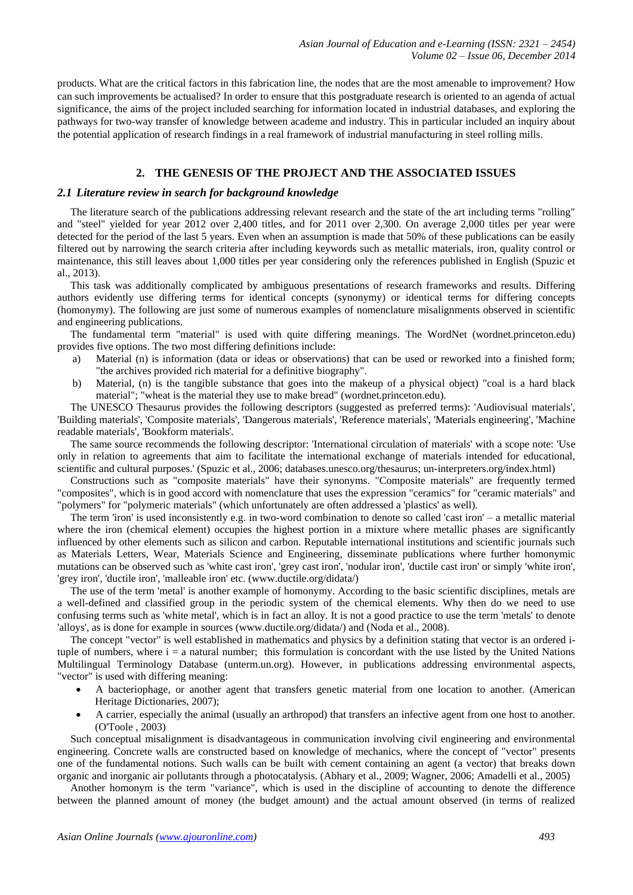products. What are the critical factors in this fabrication line, the nodes that are the most amenable to improvement? How can such improvements be actualised? In order to ensure that this postgraduate research is oriented to an agenda of actual significance, the aims of the project included searching for information located in industrial databases, and exploring the pathways for two-way transfer of knowledge between academe and industry. This in particular included an inquiry about the potential application of research findings in a real framework of industrial manufacturing in steel rolling mills.

## 2. THE GENESIS OF THE PROJECT AND THE ASSOCIATED ISSUES

### *2.1 Literature review in search for background knowledge*

The literature search of the publications addressing relevant research and the state of the art including terms "rolling" and "steel" yielded for year 2012 over 2,400 titles, and for 2011 over 2,300. On average 2,000 titles per year were detected for the period of the last 5 years. Even when an assumption is made that 50% of these publications can be easily filtered out by narrowing the search criteria after including keywords such as metallic materials, iron, quality control or maintenance, this still leaves about 1,000 titles per year considering only the references published in English (Spuzic et al., 2013).

This task was additionally complicated by ambiguous presentations of research frameworks and results. Differing authors evidently use differing terms for identical concepts (synonymy) or identical terms for differing concepts (homonymy). The following are just some of numerous examples of nomenclature misalignments observed in scientific and engineering publications.

The fundamental term "material" is used with quite differing meanings. The WordNet (wordnet.princeton.edu) provides five options. The two most differing definitions include:

a) Material (n) is information (data or ideas or observations) that can be used or reworked into a finished form; "the archives provided rich material for a definitive biography".
b) Material, (n) is the tangible substance that goes into the makeup of a physical object) "coal is a hard black material"; "wheat is the material they use to make bread" (wordnet.princeton.edu).

The UNESCO Thesaurus provides the following descriptors (suggested as preferred terms): 'Audiovisual materials', 'Building materials', 'Composite materials', 'Dangerous materials', 'Reference materials', 'Materials engineering', 'Machine readable materials', 'Bookform materials'.

The same source recommends the following descriptor: 'International circulation of materials' with a scope note: 'Use only in relation to agreements that aim to facilitate the international exchange of materials intended for educational, scientific and cultural purposes.' (Spuzic et al., 2006; databases.unesco.org/thesaurus; un-interpreters.org/index.html)

Constructions such as "composite materials" have their synonyms. "Composite materials" are frequently termed "composites", which is in good accord with nomenclature that uses the expression "ceramics" for "ceramic materials" and "polymers" for "polymeric materials" (which unfortunately are often addressed a 'plastics' as well).

The term 'iron' is used inconsistently e.g. in two-word combination to denote so called 'cast iron' – a metallic material where the iron (chemical element) occupies the highest portion in a mixture where metallic phases are significantly influenced by other elements such as silicon and carbon. Reputable international institutions and scientific journals such as Materials Letters, Wear, Materials Science and Engineering, disseminate publications where further homonymic mutations can be observed such as 'white cast iron', 'grey cast iron', 'nodular iron', 'ductile cast iron' or simply 'white iron', 'grey iron', 'ductile iron', 'malleable iron' etc. (www.ductile.org/didata/)

The use of the term 'metal' is another example of homonymy. According to the basic scientific disciplines, metals are a well-defined and classified group in the periodic system of the chemical elements. Why then do we need to use confusing terms such as 'white metal', which is in fact an alloy. It is not a good practice to use the term 'metals' to denote 'alloys', as is done for example in sources (www.ductile.org/didata/) and (Noda et al., 2008).

The concept "vector" is well established in mathematics and physics by a definition stating that vector is an ordered i-tuple of numbers, where i = a natural number; this formulation is concordant with the use listed by the United Nations Multilingual Terminology Database (unterm.un.org). However, in publications addressing environmental aspects, "vector" is used with differing meaning:

- A bacteriophage, or another agent that transfers genetic material from one location to another. (American Heritage Dictionaries, 2007);
- A carrier, especially the animal (usually an arthropod) that transfers an infective agent from one host to another. (O'Toole , 2003)

Such conceptual misalignment is disadvantageous in communication involving civil engineering and environmental engineering. Concrete walls are constructed based on knowledge of mechanics, where the concept of "vector" presents one of the fundamental notions. Such walls can be built with cement containing an agent (a vector) that breaks down organic and inorganic air pollutants through a photocatalysis. (Abhary et al., 2009; Wagner, 2006; Amadelli et al., 2005)

Another homonym is the term "variance", which is used in the discipline of accounting to denote the difference between the planned amount of money (the budget amount) and the actual amount observed (in terms of realized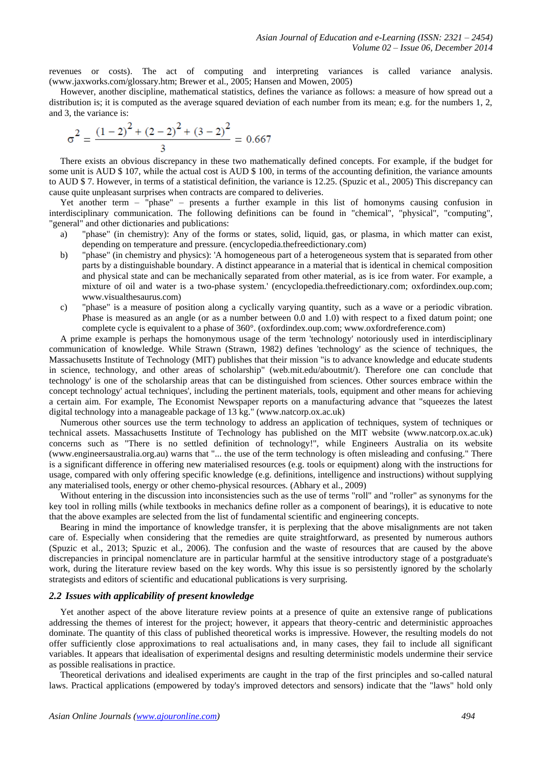revenues or costs). The act of computing and interpreting variances is called variance analysis. (www.jaxworks.com/glossary.htm; Brewer et al., 2005; Hansen and Mowen, 2005)

However, another discipline, mathematical statistics, defines the variance as follows: a measure of how spread out a distribution is; it is computed as the average squared deviation of each number from its mean; e.g. for the numbers 1, 2, and 3, the variance is:

$$\sigma^2 = \frac{(1-2)^2 + (2-2)^2 + (3-2)^2}{3} = 0.667$$

There exists an obvious discrepancy in these two mathematically defined concepts. For example, if the budget for some unit is AUD $ 107, while the actual cost is AUD $ 100, in terms of the accounting definition, the variance amounts to AUD $ 7. However, in terms of a statistical definition, the variance is 12.25. (Spuzic et al., 2005) This discrepancy can cause quite unpleasant surprises when contracts are compared to deliveries.

Yet another term – "phase" – presents a further example in this list of homonyms causing confusion in interdisciplinary communication. The following definitions can be found in "chemical", "physical", "computing", "general" and other dictionaries and publications:

a) "phase" (in chemistry): Any of the forms or states, solid, liquid, gas, or plasma, in which matter can exist, depending on temperature and pressure. (encyclopedia.thefreedictionary.com)
b) "phase" (in chemistry and physics): 'A homogeneous part of a heterogeneous system that is separated from other parts by a distinguishable boundary. A distinct appearance in a material that is identical in chemical composition and physical state and can be mechanically separated from other material, as is ice from water. For example, a mixture of oil and water is a two-phase system.' (encyclopedia.thefreedictionary.com; oxfordindex.oup.com; www.visualthesaurus.com)
c) "phase" is a measure of position along a cyclically varying quantity, such as a wave or a periodic vibration. Phase is measured as an angle (or as a number between 0.0 and 1.0) with respect to a fixed datum point; one complete cycle is equivalent to a phase of 360°. (oxfordindex.oup.com; www.oxfordreference.com)

A prime example is perhaps the homonymous usage of the term 'technology' notoriously used in interdisciplinary communication of knowledge. While Strawn (Strawn, 1982) defines 'technology' as the science of techniques, the Massachusetts Institute of Technology (MIT) publishes that their mission "is to advance knowledge and educate students in science, technology, and other areas of scholarship" (web.mit.edu/aboutmit/). Therefore one can conclude that technology' is one of the scholarship areas that can be distinguished from sciences. Other sources embrace within the concept technology' actual techniques', including the pertinent materials, tools, equipment and other means for achieving a certain aim. For example, The Economist Newspaper reports on a manufacturing advance that "squeezes the latest digital technology into a manageable package of 13 kg." (www.natcorp.ox.ac.uk)

Numerous other sources use the term technology to address an application of techniques, system of techniques or technical assets. Massachusetts Institute of Technology has published on the MIT website (www.natcorp.ox.ac.uk) concerns such as "There is no settled definition of technology!", while Engineers Australia on its website (www.engineersaustralia.org.au) warns that "... the use of the term technology is often misleading and confusing." There is a significant difference in offering new materialised resources (e.g. tools or equipment) along with the instructions for usage, compared with only offering specific knowledge (e.g. definitions, intelligence and instructions) without supplying any materialised tools, energy or other chemo-physical resources. (Abhary et al., 2009)

Without entering in the discussion into inconsistencies such as the use of terms "roll" and "roller" as synonyms for the key tool in rolling mills (while textbooks in mechanics define roller as a component of bearings), it is educative to note that the above examples are selected from the list of fundamental scientific and engineering concepts.

Bearing in mind the importance of knowledge transfer, it is perplexing that the above misalignments are not taken care of. Especially when considering that the remedies are quite straightforward, as presented by numerous authors (Spuzic et al., 2013; Spuzic et al., 2006). The confusion and the waste of resources that are caused by the above discrepancies in principal nomenclature are in particular harmful at the sensitive introductory stage of a postgraduate's work, during the literature review based on the key words. Why this issue is so persistently ignored by the scholarly strategists and editors of scientific and educational publications is very surprising.

### *2.2 Issues with applicability of present knowledge*

Yet another aspect of the above literature review points at a presence of quite an extensive range of publications addressing the themes of interest for the project; however, it appears that theory-centric and deterministic approaches dominate. The quantity of this class of published theoretical works is impressive. However, the resulting models do not offer sufficiently close approximations to real actualisations and, in many cases, they fail to include all significant variables. It appears that idealisation of experimental designs and resulting deterministic models undermine their service as possible realisations in practice.

Theoretical derivations and idealised experiments are caught in the trap of the first principles and so-called natural laws. Practical applications (empowered by today's improved detectors and sensors) indicate that the "laws" hold only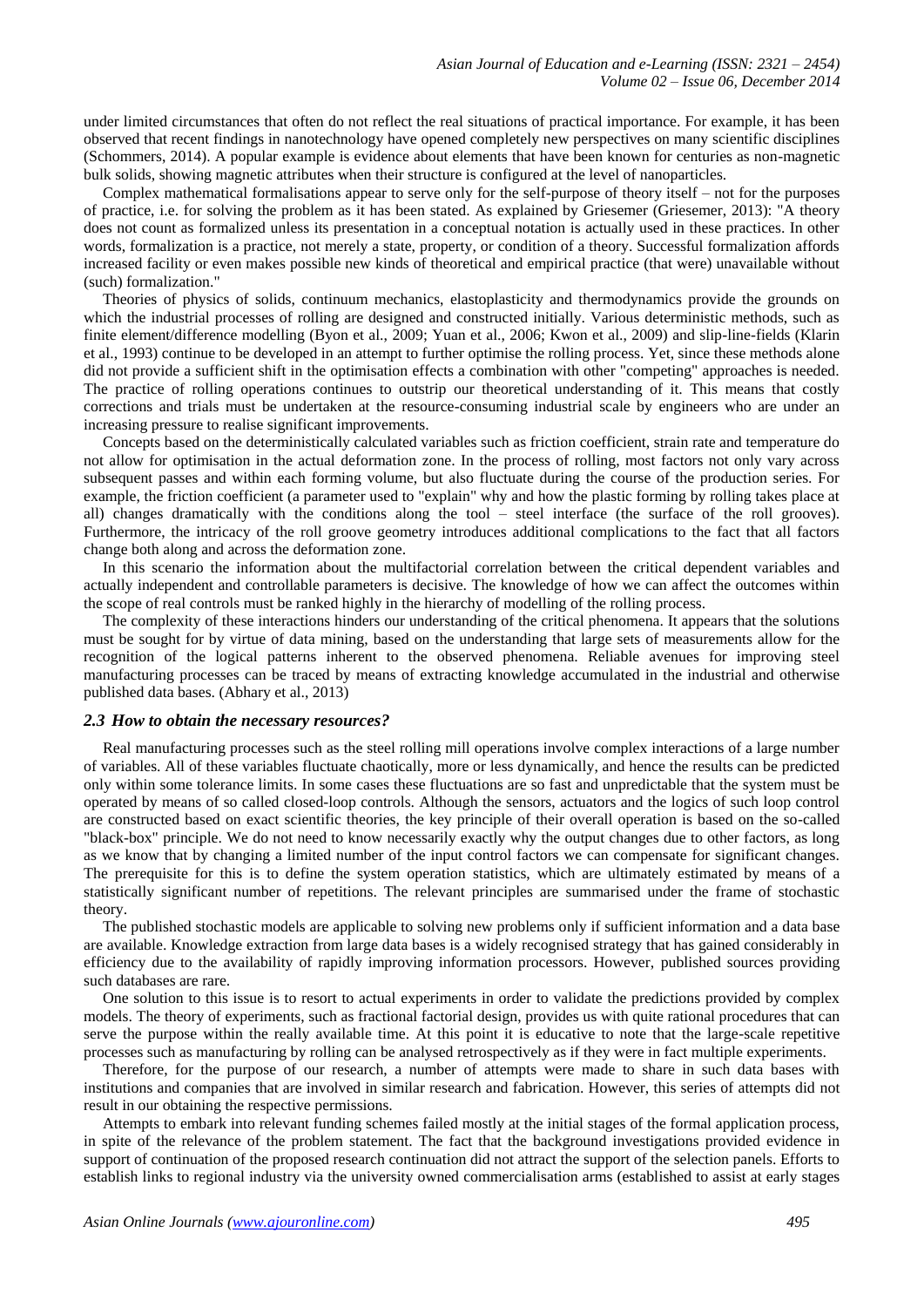under limited circumstances that often do not reflect the real situations of practical importance. For example, it has been observed that recent findings in nanotechnology have opened completely new perspectives on many scientific disciplines (Schommers, 2014). A popular example is evidence about elements that have been known for centuries as non-magnetic bulk solids, showing magnetic attributes when their structure is configured at the level of nanoparticles.

Complex mathematical formalisations appear to serve only for the self-purpose of theory itself – not for the purposes of practice, i.e. for solving the problem as it has been stated. As explained by Griesemer (Griesemer, 2013): "A theory does not count as formalized unless its presentation in a conceptual notation is actually used in these practices. In other words, formalization is a practice, not merely a state, property, or condition of a theory. Successful formalization affords increased facility or even makes possible new kinds of theoretical and empirical practice (that were) unavailable without (such) formalization."

Theories of physics of solids, continuum mechanics, elastoplasticity and thermodynamics provide the grounds on which the industrial processes of rolling are designed and constructed initially. Various deterministic methods, such as finite element/difference modelling (Byon et al., 2009; Yuan et al., 2006; Kwon et al., 2009) and slip-line-fields (Klarin et al., 1993) continue to be developed in an attempt to further optimise the rolling process. Yet, since these methods alone did not provide a sufficient shift in the optimisation effects a combination with other "competing" approaches is needed. The practice of rolling operations continues to outstrip our theoretical understanding of it. This means that costly corrections and trials must be undertaken at the resource-consuming industrial scale by engineers who are under an increasing pressure to realise significant improvements.

Concepts based on the deterministically calculated variables such as friction coefficient, strain rate and temperature do not allow for optimisation in the actual deformation zone. In the process of rolling, most factors not only vary across subsequent passes and within each forming volume, but also fluctuate during the course of the production series. For example, the friction coefficient (a parameter used to "explain" why and how the plastic forming by rolling takes place at all) changes dramatically with the conditions along the tool – steel interface (the surface of the roll grooves). Furthermore, the intricacy of the roll groove geometry introduces additional complications to the fact that all factors change both along and across the deformation zone.

In this scenario the information about the multifactorial correlation between the critical dependent variables and actually independent and controllable parameters is decisive. The knowledge of how we can affect the outcomes within the scope of real controls must be ranked highly in the hierarchy of modelling of the rolling process.

The complexity of these interactions hinders our understanding of the critical phenomena. It appears that the solutions must be sought for by virtue of data mining, based on the understanding that large sets of measurements allow for the recognition of the logical patterns inherent to the observed phenomena. Reliable avenues for improving steel manufacturing processes can be traced by means of extracting knowledge accumulated in the industrial and otherwise published data bases. (Abhary et al., 2013)

### *2.3 How to obtain the necessary resources?*

Real manufacturing processes such as the steel rolling mill operations involve complex interactions of a large number of variables. All of these variables fluctuate chaotically, more or less dynamically, and hence the results can be predicted only within some tolerance limits. In some cases these fluctuations are so fast and unpredictable that the system must be operated by means of so called closed-loop controls. Although the sensors, actuators and the logics of such loop control are constructed based on exact scientific theories, the key principle of their overall operation is based on the so-called "black-box" principle. We do not need to know necessarily exactly why the output changes due to other factors, as long as we know that by changing a limited number of the input control factors we can compensate for significant changes. The prerequisite for this is to define the system operation statistics, which are ultimately estimated by means of a statistically significant number of repetitions. The relevant principles are summarised under the frame of stochastic theory.

The published stochastic models are applicable to solving new problems only if sufficient information and a data base are available. Knowledge extraction from large data bases is a widely recognised strategy that has gained considerably in efficiency due to the availability of rapidly improving information processors. However, published sources providing such databases are rare.

One solution to this issue is to resort to actual experiments in order to validate the predictions provided by complex models. The theory of experiments, such as fractional factorial design, provides us with quite rational procedures that can serve the purpose within the really available time. At this point it is educative to note that the large-scale repetitive processes such as manufacturing by rolling can be analysed retrospectively as if they were in fact multiple experiments.

Therefore, for the purpose of our research, a number of attempts were made to share in such data bases with institutions and companies that are involved in similar research and fabrication. However, this series of attempts did not result in our obtaining the respective permissions.

Attempts to embark into relevant funding schemes failed mostly at the initial stages of the formal application process, in spite of the relevance of the problem statement. The fact that the background investigations provided evidence in support of continuation of the proposed research continuation did not attract the support of the selection panels. Efforts to establish links to regional industry via the university owned commercialisation arms (established to assist at early stages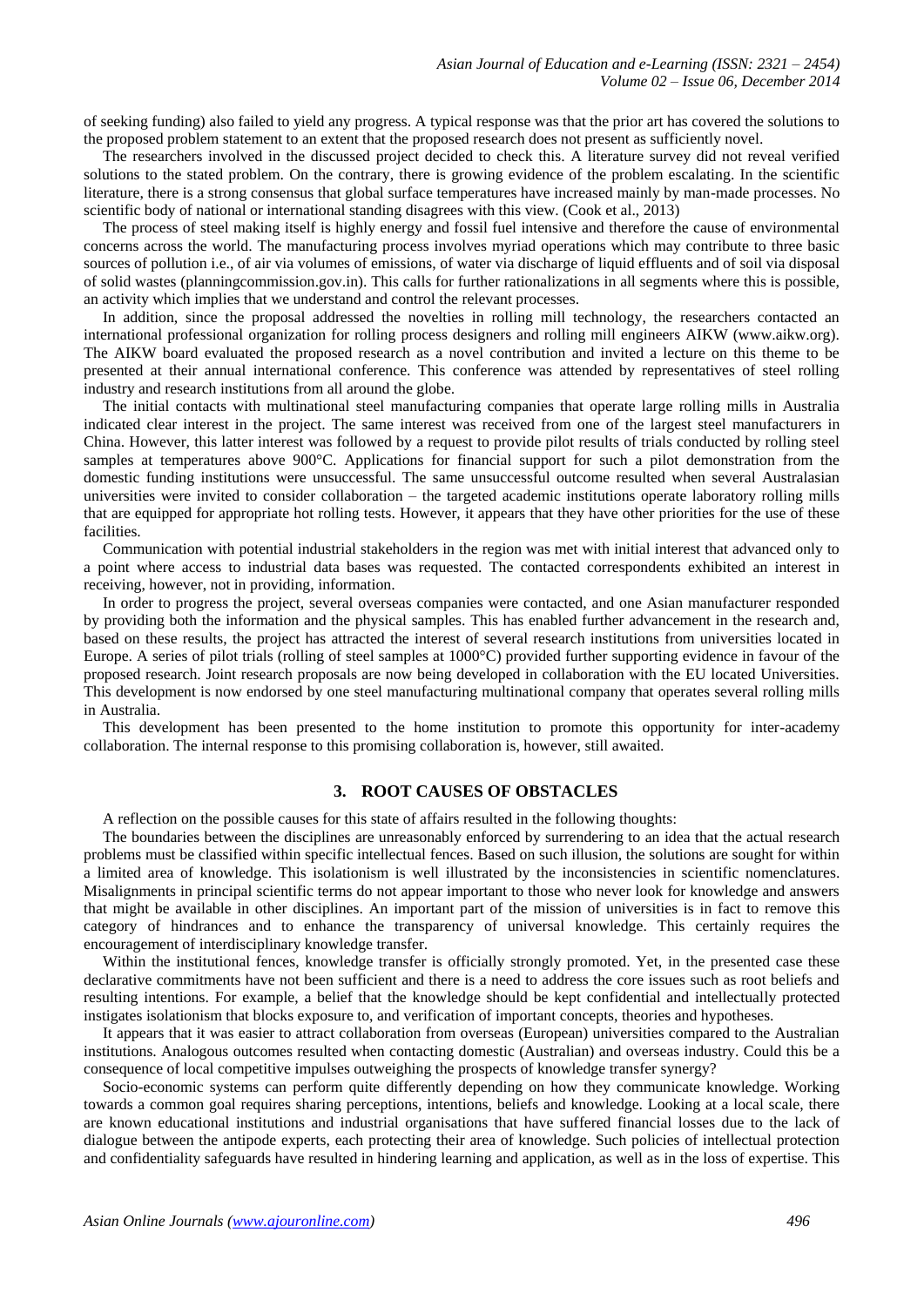of seeking funding) also failed to yield any progress. A typical response was that the prior art has covered the solutions to the proposed problem statement to an extent that the proposed research does not present as sufficiently novel.

The researchers involved in the discussed project decided to check this. A literature survey did not reveal verified solutions to the stated problem. On the contrary, there is growing evidence of the problem escalating. In the scientific literature, there is a strong consensus that global surface temperatures have increased mainly by man-made processes. No scientific body of national or international standing disagrees with this view. (Cook et al., 2013)

The process of steel making itself is highly energy and fossil fuel intensive and therefore the cause of environmental concerns across the world. The manufacturing process involves myriad operations which may contribute to three basic sources of pollution i.e., of air via volumes of emissions, of water via discharge of liquid effluents and of soil via disposal of solid wastes (planningcommission.gov.in). This calls for further rationalizations in all segments where this is possible, an activity which implies that we understand and control the relevant processes.

In addition, since the proposal addressed the novelties in rolling mill technology, the researchers contacted an international professional organization for rolling process designers and rolling mill engineers AIKW (www.aikw.org). The AIKW board evaluated the proposed research as a novel contribution and invited a lecture on this theme to be presented at their annual international conference. This conference was attended by representatives of steel rolling industry and research institutions from all around the globe.

The initial contacts with multinational steel manufacturing companies that operate large rolling mills in Australia indicated clear interest in the project. The same interest was received from one of the largest steel manufacturers in China. However, this latter interest was followed by a request to provide pilot results of trials conducted by rolling steel samples at temperatures above 900°C. Applications for financial support for such a pilot demonstration from the domestic funding institutions were unsuccessful. The same unsuccessful outcome resulted when several Australasian universities were invited to consider collaboration – the targeted academic institutions operate laboratory rolling mills that are equipped for appropriate hot rolling tests. However, it appears that they have other priorities for the use of these facilities.

Communication with potential industrial stakeholders in the region was met with initial interest that advanced only to a point where access to industrial data bases was requested. The contacted correspondents exhibited an interest in receiving, however, not in providing, information.

In order to progress the project, several overseas companies were contacted, and one Asian manufacturer responded by providing both the information and the physical samples. This has enabled further advancement in the research and, based on these results, the project has attracted the interest of several research institutions from universities located in Europe. A series of pilot trials (rolling of steel samples at 1000°C) provided further supporting evidence in favour of the proposed research. Joint research proposals are now being developed in collaboration with the EU located Universities. This development is now endorsed by one steel manufacturing multinational company that operates several rolling mills in Australia.

This development has been presented to the home institution to promote this opportunity for inter-academy collaboration. The internal response to this promising collaboration is, however, still awaited.

## 3. ROOT CAUSES OF OBSTACLES

A reflection on the possible causes for this state of affairs resulted in the following thoughts:

The boundaries between the disciplines are unreasonably enforced by surrendering to an idea that the actual research problems must be classified within specific intellectual fences. Based on such illusion, the solutions are sought for within a limited area of knowledge. This isolationism is well illustrated by the inconsistencies in scientific nomenclatures. Misalignments in principal scientific terms do not appear important to those who never look for knowledge and answers that might be available in other disciplines. An important part of the mission of universities is in fact to remove this category of hindrances and to enhance the transparency of universal knowledge. This certainly requires the encouragement of interdisciplinary knowledge transfer.

Within the institutional fences, knowledge transfer is officially strongly promoted. Yet, in the presented case these declarative commitments have not been sufficient and there is a need to address the core issues such as root beliefs and resulting intentions. For example, a belief that the knowledge should be kept confidential and intellectually protected instigates isolationism that blocks exposure to, and verification of important concepts, theories and hypotheses.

It appears that it was easier to attract collaboration from overseas (European) universities compared to the Australian institutions. Analogous outcomes resulted when contacting domestic (Australian) and overseas industry. Could this be a consequence of local competitive impulses outweighing the prospects of knowledge transfer synergy?

Socio-economic systems can perform quite differently depending on how they communicate knowledge. Working towards a common goal requires sharing perceptions, intentions, beliefs and knowledge. Looking at a local scale, there are known educational institutions and industrial organisations that have suffered financial losses due to the lack of dialogue between the antipode experts, each protecting their area of knowledge. Such policies of intellectual protection and confidentiality safeguards have resulted in hindering learning and application, as well as in the loss of expertise. This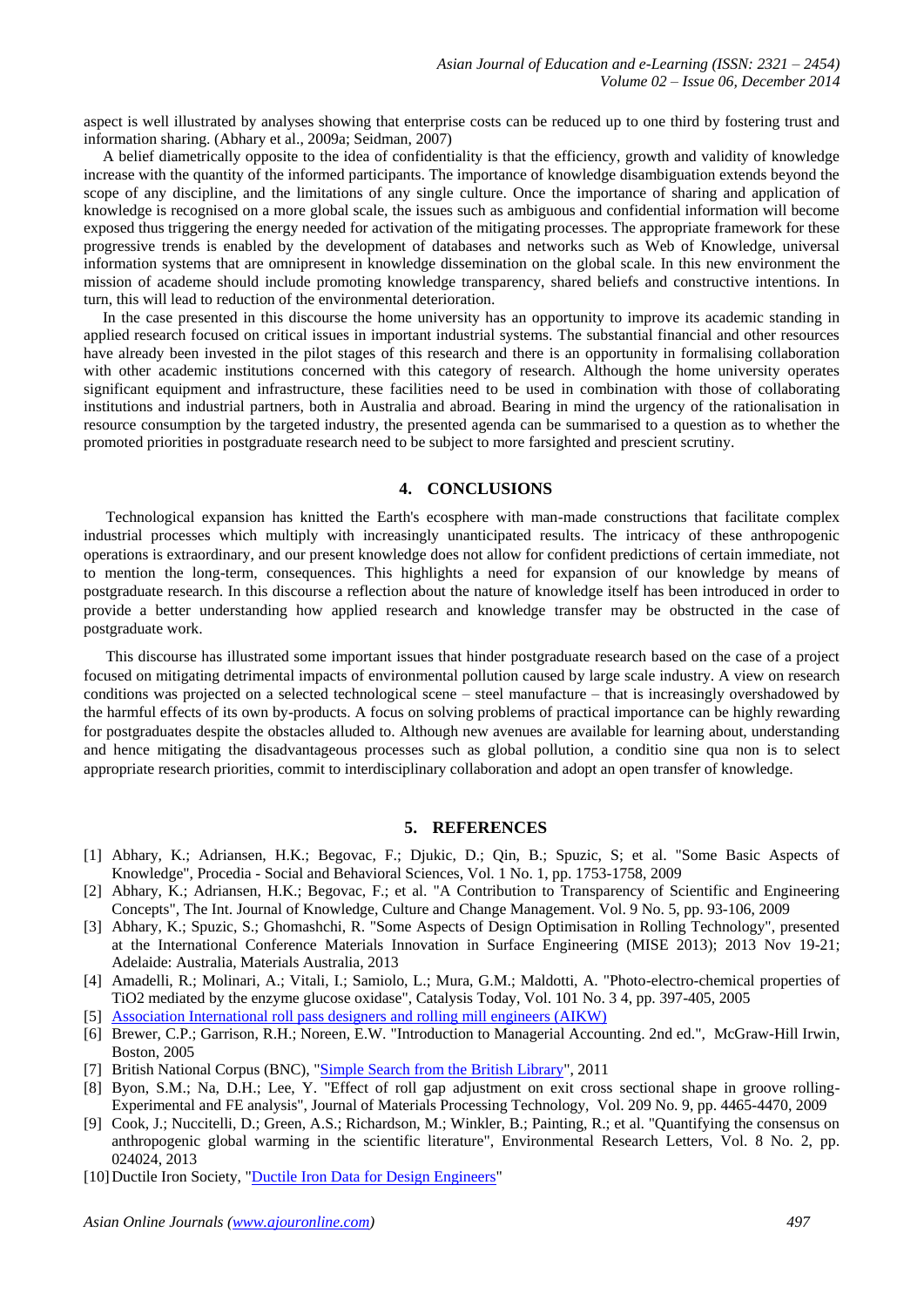aspect is well illustrated by analyses showing that enterprise costs can be reduced up to one third by fostering trust and information sharing. (Abhary et al., 2009a; Seidman, 2007)

A belief diametrically opposite to the idea of confidentiality is that the efficiency, growth and validity of knowledge increase with the quantity of the informed participants. The importance of knowledge disambiguation extends beyond the scope of any discipline, and the limitations of any single culture. Once the importance of sharing and application of knowledge is recognised on a more global scale, the issues such as ambiguous and confidential information will become exposed thus triggering the energy needed for activation of the mitigating processes. The appropriate framework for these progressive trends is enabled by the development of databases and networks such as Web of Knowledge, universal information systems that are omnipresent in knowledge dissemination on the global scale. In this new environment the mission of academe should include promoting knowledge transparency, shared beliefs and constructive intentions. In turn, this will lead to reduction of the environmental deterioration.

In the case presented in this discourse the home university has an opportunity to improve its academic standing in applied research focused on critical issues in important industrial systems. The substantial financial and other resources have already been invested in the pilot stages of this research and there is an opportunity in formalising collaboration with other academic institutions concerned with this category of research. Although the home university operates significant equipment and infrastructure, these facilities need to be used in combination with those of collaborating institutions and industrial partners, both in Australia and abroad. Bearing in mind the urgency of the rationalisation in resource consumption by the targeted industry, the presented agenda can be summarised to a question as to whether the promoted priorities in postgraduate research need to be subject to more farsighted and prescient scrutiny.

## 4. CONCLUSIONS

Technological expansion has knitted the Earth's ecosphere with man-made constructions that facilitate complex industrial processes which multiply with increasingly unanticipated results. The intricacy of these anthropogenic operations is extraordinary, and our present knowledge does not allow for confident predictions of certain immediate, not to mention the long-term, consequences. This highlights a need for expansion of our knowledge by means of postgraduate research. In this discourse a reflection about the nature of knowledge itself has been introduced in order to provide a better understanding how applied research and knowledge transfer may be obstructed in the case of postgraduate work.

This discourse has illustrated some important issues that hinder postgraduate research based on the case of a project focused on mitigating detrimental impacts of environmental pollution caused by large scale industry. A view on research conditions was projected on a selected technological scene – steel manufacture – that is increasingly overshadowed by the harmful effects of its own by-products. A focus on solving problems of practical importance can be highly rewarding for postgraduates despite the obstacles alluded to. Although new avenues are available for learning about, understanding and hence mitigating the disadvantageous processes such as global pollution, a conditio sine qua non is to select appropriate research priorities, commit to interdisciplinary collaboration and adopt an open transfer of knowledge.

## 5. REFERENCES

[1] Abhary, K.; Adriansen, H.K.; Begovac, F.; Djukic, D.; Qin, B.; Spuzic, S; et al. "Some Basic Aspects of Knowledge", Procedia - Social and Behavioral Sciences, Vol. 1 No. 1, pp. 1753-1758, 2009

[2] Abhary, K.; Adriansen, H.K.; Begovac, F.; et al. "A Contribution to Transparency of Scientific and Engineering Concepts", The Int. Journal of Knowledge, Culture and Change Management. Vol. 9 No. 5, pp. 93-106, 2009

[3] Abhary, K.; Spuzic, S.; Ghomashchi, R. "Some Aspects of Design Optimisation in Rolling Technology", presented at the International Conference Materials Innovation in Surface Engineering (MISE 2013); 2013 Nov 19-21; Adelaide: Australia, Materials Australia, 2013

[4] Amadelli, R.; Molinari, A.; Vitali, I.; Samiolo, L.; Mura, G.M.; Maldotti, A. "Photo-electro-chemical properties of TiO2 mediated by the enzyme glucose oxidase", Catalysis Today, Vol. 101 No. 3 4, pp. 397-405, 2005

[5] Association International roll pass designers and rolling mill engineers (AIKW)

[6] Brewer, C.P.; Garrison, R.H.; Noreen, E.W. "Introduction to Managerial Accounting. 2nd ed.", McGraw-Hill Irwin, Boston, 2005

[7] British National Corpus (BNC), "Simple Search from the British Library", 2011

[8] Byon, S.M.; Na, D.H.; Lee, Y. "Effect of roll gap adjustment on exit cross sectional shape in groove rolling-Experimental and FE analysis", Journal of Materials Processing Technology, Vol. 209 No. 9, pp. 4465-4470, 2009

[9] Cook, J.; Nuccitelli, D.; Green, A.S.; Richardson, M.; Winkler, B.; Painting, R.; et al. "Quantifying the consensus on anthropogenic global warming in the scientific literature", Environmental Research Letters, Vol. 8 No. 2, pp. 024024, 2013

[10] Ductile Iron Society, "Ductile Iron Data for Design Engineers"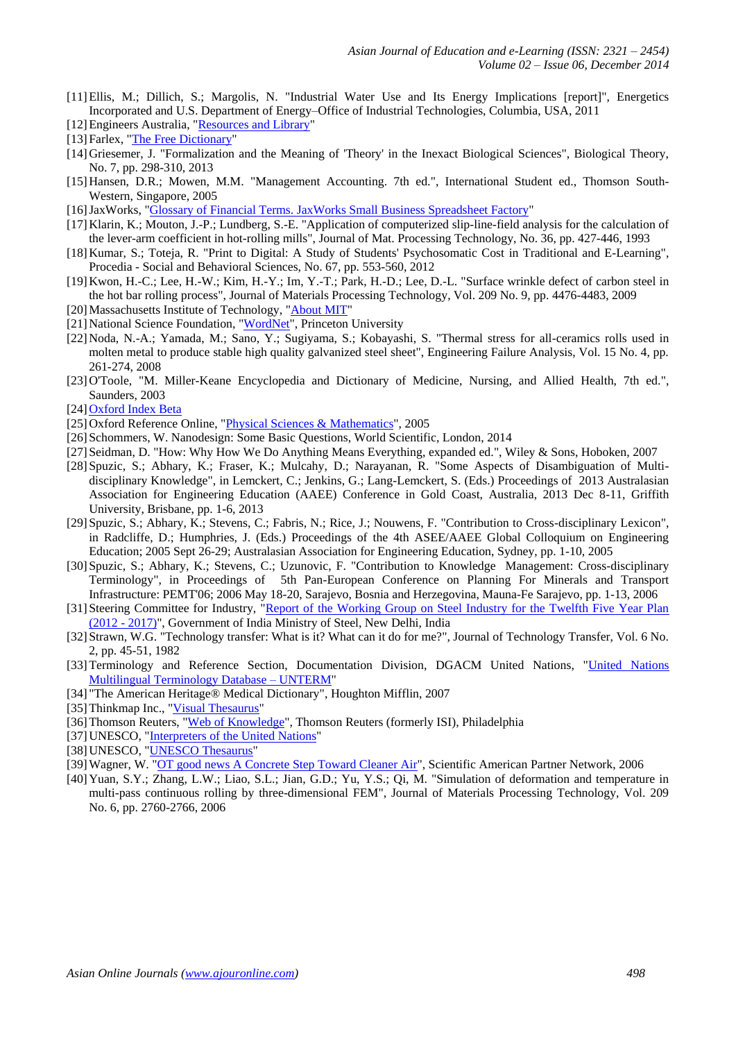[11] Ellis, M.; Dillich, S.; Margolis, N. "Industrial Water Use and Its Energy Implications [report]", Energetics Incorporated and U.S. Department of Energy–Office of Industrial Technologies, Columbia, USA, 2011

[12] Engineers Australia, "Resources and Library"

[13] Farlex, "The Free Dictionary"

[14] Griesemer, J. "Formalization and the Meaning of 'Theory' in the Inexact Biological Sciences", Biological Theory, No. 7, pp. 298-310, 2013

[15] Hansen, D.R.; Mowen, M.M. "Management Accounting. 7th ed.", International Student ed., Thomson South-Western, Singapore, 2005

[16] JaxWorks, "Glossary of Financial Terms. JaxWorks Small Business Spreadsheet Factory"

[17] Klarin, K.; Mouton, J.-P.; Lundberg, S.-E. "Application of computerized slip-line-field analysis for the calculation of the lever-arm coefficient in hot-rolling mills", Journal of Mat. Processing Technology, No. 36, pp. 427-446, 1993

[18] Kumar, S.; Toteja, R. "Print to Digital: A Study of Students' Psychosomatic Cost in Traditional and E-Learning", Procedia - Social and Behavioral Sciences, No. 67, pp. 553-560, 2012

[19] Kwon, H.-C.; Lee, H.-W.; Kim, H.-Y.; Im, Y.-T.; Park, H.-D.; Lee, D.-L. "Surface wrinkle defect of carbon steel in the hot bar rolling process", Journal of Materials Processing Technology, Vol. 209 No. 9, pp. 4476-4483, 2009

[20] Massachusetts Institute of Technology, "About MIT"

[21] National Science Foundation, "WordNet", Princeton University

[22] Noda, N.-A.; Yamada, M.; Sano, Y.; Sugiyama, S.; Kobayashi, S. "Thermal stress for all-ceramics rolls used in molten metal to produce stable high quality galvanized steel sheet", Engineering Failure Analysis, Vol. 15 No. 4, pp. 261-274, 2008

[23] O'Toole, "M. Miller-Keane Encyclopedia and Dictionary of Medicine, Nursing, and Allied Health, 7th ed.", Saunders, 2003

[24] Oxford Index Beta

[25] Oxford Reference Online, "Physical Sciences & Mathematics", 2005

[26] Schommers, W. Nanodesign: Some Basic Questions, World Scientific, London, 2014

[27] Seidman, D. "How: Why How We Do Anything Means Everything, expanded ed.", Wiley & Sons, Hoboken, 2007

[28] Spuzic, S.; Abhary, K.; Fraser, K.; Mulcahy, D.; Narayanan, R. "Some Aspects of Disambiguation of Multi-disciplinary Knowledge", in Lemckert, C.; Jenkins, G.; Lang-Lemckert, S. (Eds.) Proceedings of 2013 Australasian Association for Engineering Education (AAEE) Conference in Gold Coast, Australia, 2013 Dec 8-11, Griffith University, Brisbane, pp. 1-6, 2013

[29] Spuzic, S.; Abhary, K.; Stevens, C.; Fabris, N.; Rice, J.; Nouwens, F. "Contribution to Cross-disciplinary Lexicon", in Radcliffe, D.; Humphries, J. (Eds.) Proceedings of the 4th ASEE/AAEE Global Colloquium on Engineering Education; 2005 Sept 26-29; Australasian Association for Engineering Education, Sydney, pp. 1-10, 2005

[30] Spuzic, S.; Abhary, K.; Stevens, C.; Uzunovic, F. "Contribution to Knowledge Management: Cross-disciplinary Terminology", in Proceedings of 5th Pan-European Conference on Planning For Minerals and Transport Infrastructure: PEMT'06; 2006 May 18-20, Sarajevo, Bosnia and Herzegovina, Mauna-Fe Sarajevo, pp. 1-13, 2006

[31] Steering Committee for Industry, "Report of the Working Group on Steel Industry for the Twelfth Five Year Plan (2012 - 2017)", Government of India Ministry of Steel, New Delhi, India

[32] Strawn, W.G. "Technology transfer: What is it? What can it do for me?", Journal of Technology Transfer, Vol. 6 No. 2, pp. 45-51, 1982

[33] Terminology and Reference Section, Documentation Division, DGACM United Nations, "United Nations Multilingual Terminology Database – UNTERM"

[34] "The American Heritage® Medical Dictionary", Houghton Mifflin, 2007

[35] Thinkmap Inc., "Visual Thesaurus"

[36] Thomson Reuters, "Web of Knowledge", Thomson Reuters (formerly ISI), Philadelphia

[37] UNESCO, "Interpreters of the United Nations"

[38] UNESCO, "UNESCO Thesaurus"

[39] Wagner, W. "OT good news A Concrete Step Toward Cleaner Air", Scientific American Partner Network, 2006

[40] Yuan, S.Y.; Zhang, L.W.; Liao, S.L.; Jian, G.D.; Yu, Y.S.; Qi, M. "Simulation of deformation and temperature in multi-pass continuous rolling by three-dimensional FEM", Journal of Materials Processing Technology, Vol. 209 No. 6, pp. 2760-2766, 2006